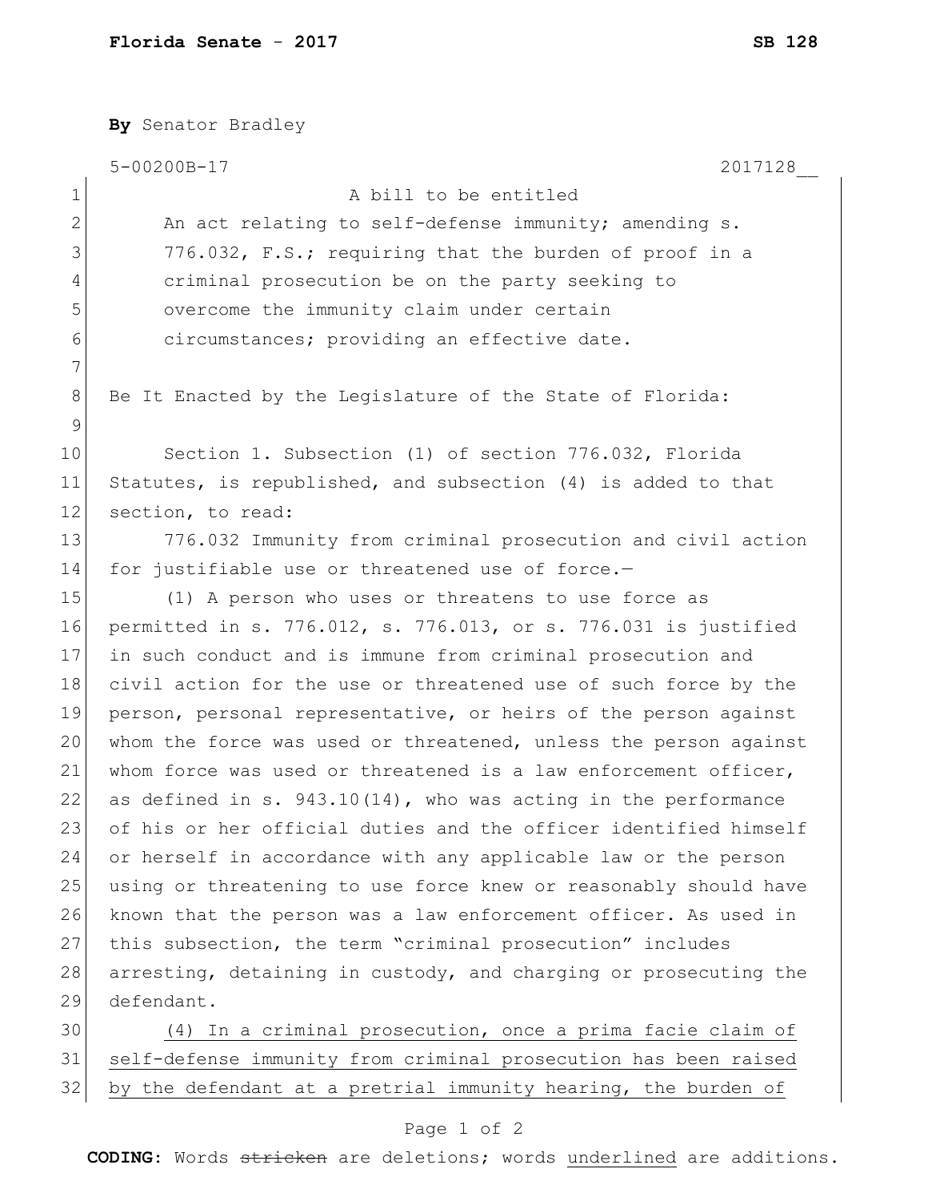**Florida Senate - 2017** **SB 128**

**By** Senator Bradley

5-00200B-17 2017128__

A bill to be entitled

An act relating to self-defense immunity; amending s. 776.032, F.S.; requiring that the burden of proof in a criminal prosecution be on the party seeking to overcome the immunity claim under certain circumstances; providing an effective date.

Be It Enacted by the Legislature of the State of Florida:

Section 1. Subsection (1) of section 776.032, Florida Statutes, is republished, and subsection (4) is added to that section, to read:

776.032 Immunity from criminal prosecution and civil action for justifiable use or threatened use of force.—

(1) A person who uses or threatens to use force as permitted in s. 776.012, s. 776.013, or s. 776.031 is justified in such conduct and is immune from criminal prosecution and civil action for the use or threatened use of such force by the person, personal representative, or heirs of the person against whom the force was used or threatened, unless the person against whom force was used or threatened is a law enforcement officer, as defined in s. 943.10(14), who was acting in the performance of his or her official duties and the officer identified himself or herself in accordance with any applicable law or the person using or threatening to use force knew or reasonably should have known that the person was a law enforcement officer. As used in this subsection, the term "criminal prosecution" includes arresting, detaining in custody, and charging or prosecuting the defendant.

<u>(4) In a criminal prosecution, once a prima facie claim of self-defense immunity from criminal prosecution has been raised by the defendant at a pretrial immunity hearing, the burden of</u>

**CODING:** Words ~~stricken~~ are deletions; words <u>underlined</u> are additions.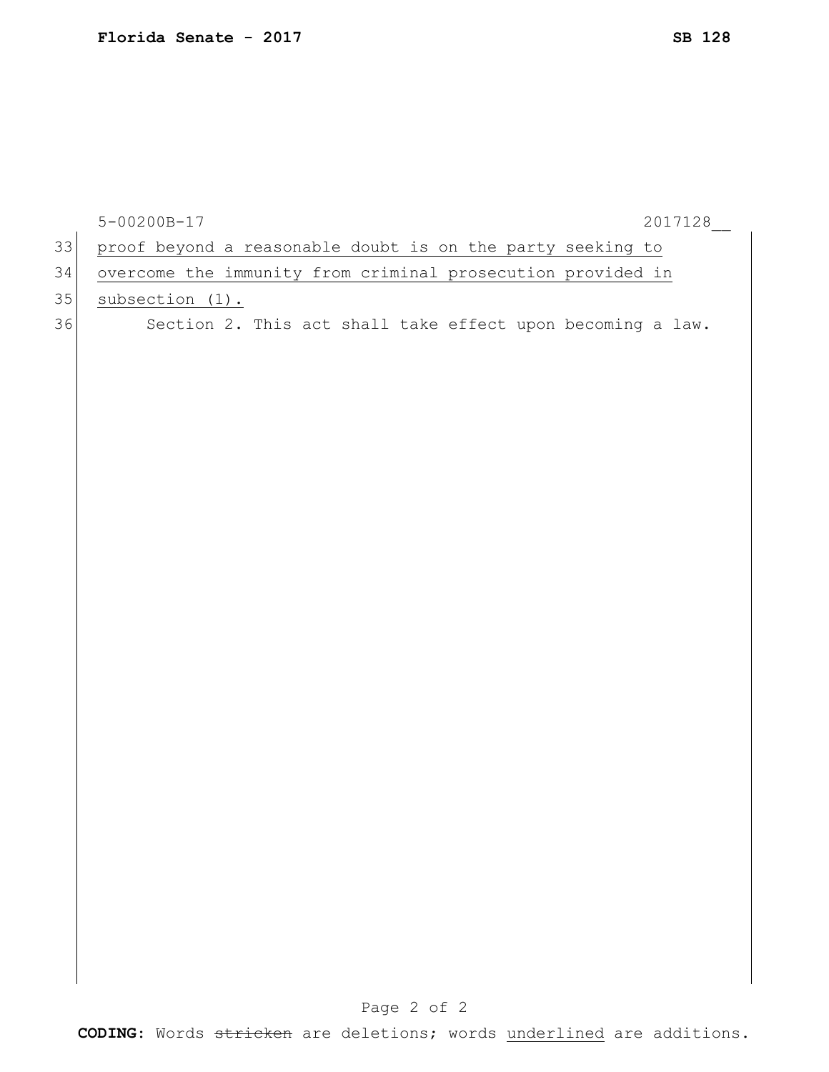proof beyond a reasonable doubt is on the party seeking to overcome the immunity from criminal prosecution provided in subsection (1).

Section 2. This act shall take effect upon becoming a law.

**CODING:** Words ~~stricken~~ are deletions; words <u>underlined</u> are additions.